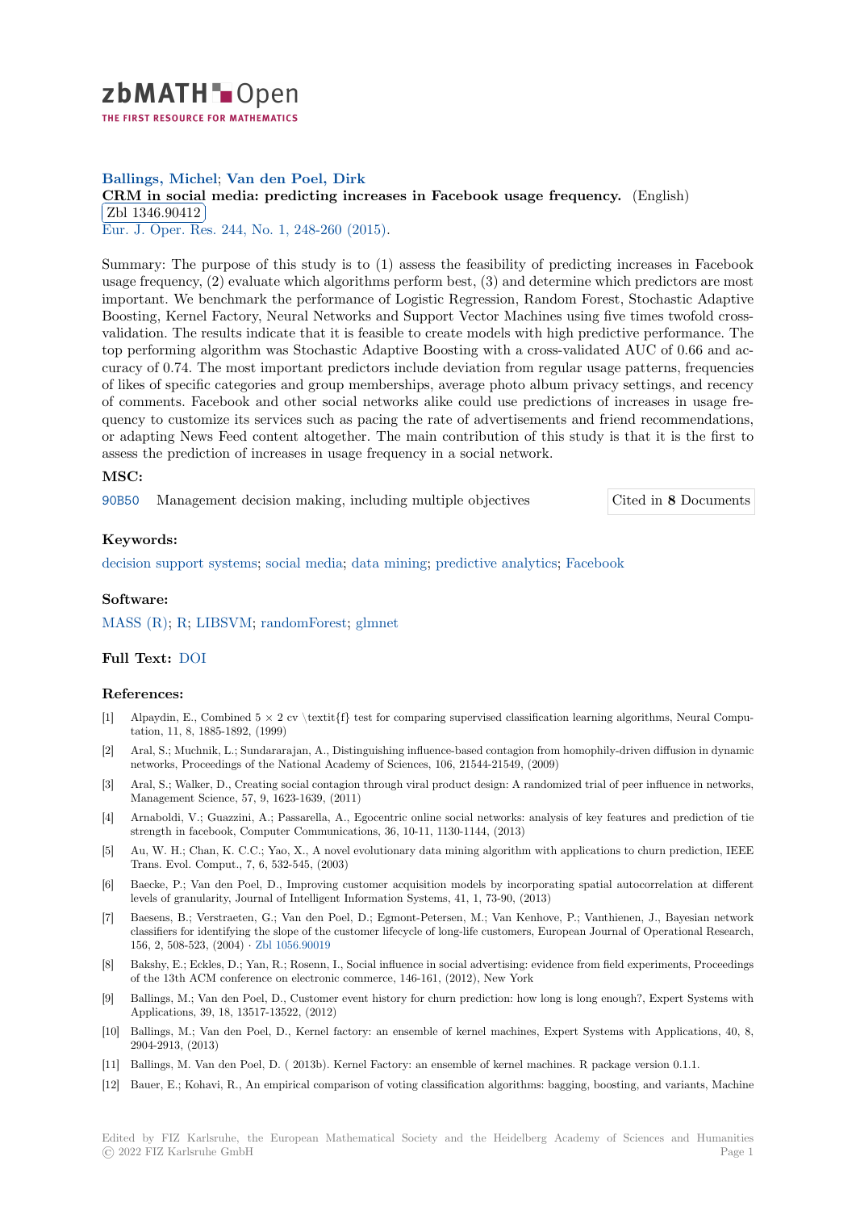zbMATH Open

THE FIRST RESOURCE FOR MATHEMATICS

**Ballings, Michel; Van den Poel, Dirk**

**CRM in social media: predicting increases in Facebook usage frequency.** (English)

Zbl 1346.90412

Eur. J. Oper. Res. 244, No. 1, 248-260 (2015).

Summary: The purpose of this study is to (1) assess the feasibility of predicting increases in Facebook usage frequency, (2) evaluate which algorithms perform best, (3) and determine which predictors are most important. We benchmark the performance of Logistic Regression, Random Forest, Stochastic Adaptive Boosting, Kernel Factory, Neural Networks and Support Vector Machines using five times twofold cross-validation. The results indicate that it is feasible to create models with high predictive performance. The top performing algorithm was Stochastic Adaptive Boosting with a cross-validated AUC of 0.66 and accuracy of 0.74. The most important predictors include deviation from regular usage patterns, frequencies of likes of specific categories and group memberships, average photo album privacy settings, and recency of comments. Facebook and other social networks alike could use predictions of increases in usage frequency to customize its services such as pacing the rate of advertisements and friend recommendations, or adapting News Feed content altogether. The main contribution of this study is that it is the first to assess the prediction of increases in usage frequency in a social network.

### MSC:

90B50 Management decision making, including multiple objectives

Cited in **8** Documents

### Keywords:

decision support systems; social media; data mining; predictive analytics; Facebook

### Software:

MASS (R); R; LIBSVM; randomForest; glmnet

### Full Text: DOI

### References:

[1] Alpaydin, E., Combined 5 × 2 cv \textit{f} test for comparing supervised classification learning algorithms, Neural Computation, 11, 8, 1885-1892, (1999)

[2] Aral, S.; Muchnik, L.; Sundararajan, A., Distinguishing influence-based contagion from homophily-driven diffusion in dynamic networks, Proceedings of the National Academy of Sciences, 106, 21544-21549, (2009)

[3] Aral, S.; Walker, D., Creating social contagion through viral product design: A randomized trial of peer influence in networks, Management Science, 57, 9, 1623-1639, (2011)

[4] Arnaboldi, V.; Guazzini, A.; Passarella, A., Egocentric online social networks: analysis of key features and prediction of tie strength in facebook, Computer Communications, 36, 10-11, 1130-1144, (2013)

[5] Au, W. H.; Chan, K. C.C.; Yao, X., A novel evolutionary data mining algorithm with applications to churn prediction, IEEE Trans. Evol. Comput., 7, 6, 532-545, (2003)

[6] Baecke, P.; Van den Poel, D., Improving customer acquisition models by incorporating spatial autocorrelation at different levels of granularity, Journal of Intelligent Information Systems, 41, 1, 73-90, (2013)

[7] Baesens, B.; Verstraeten, G.; Van den Poel, D.; Egmont-Petersen, M.; Van Kenhove, P.; Vanthienen, J., Bayesian network classifiers for identifying the slope of the customer lifecycle of long-life customers, European Journal of Operational Research, 156, 2, 508-523, (2004) · Zbl 1056.90019

[8] Bakshy, E.; Eckles, D.; Yan, R.; Rosenn, I., Social influence in social advertising: evidence from field experiments, Proceedings of the 13th ACM conference on electronic commerce, 146-161, (2012), New York

[9] Ballings, M.; Van den Poel, D., Customer event history for churn prediction: how long is long enough?, Expert Systems with Applications, 39, 18, 13517-13522, (2012)

[10] Ballings, M.; Van den Poel, D., Kernel factory: an ensemble of kernel machines, Expert Systems with Applications, 40, 8, 2904-2913, (2013)

[11] Ballings, M. Van den Poel, D. ( 2013b). Kernel Factory: an ensemble of kernel machines. R package version 0.1.1.

[12] Bauer, E.; Kohavi, R., An empirical comparison of voting classification algorithms: bagging, boosting, and variants, Machine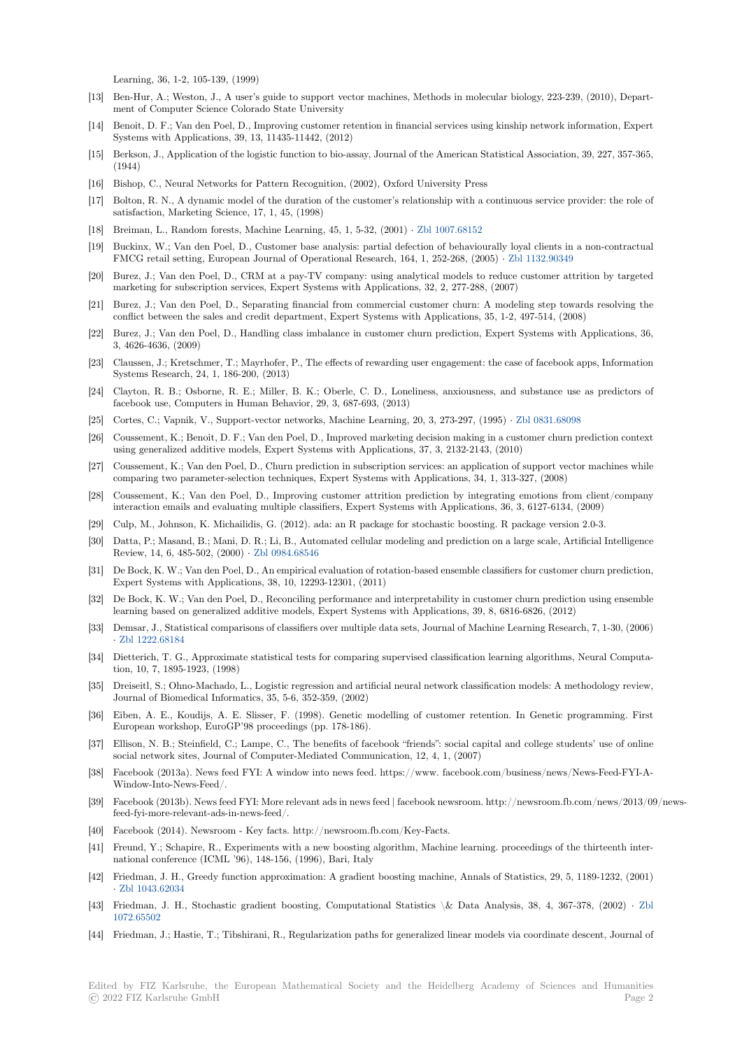Learning, 36, 1-2, 105-139, (1999)

[13] Ben-Hur, A.; Weston, J., A user's guide to support vector machines, Methods in molecular biology, 223-239, (2010), Department of Computer Science Colorado State University

[14] Benoit, D. F.; Van den Poel, D., Improving customer retention in financial services using kinship network information, Expert Systems with Applications, 39, 13, 11435-11442, (2012)

[15] Berkson, J., Application of the logistic function to bio-assay, Journal of the American Statistical Association, 39, 227, 357-365, (1944)

[16] Bishop, C., Neural Networks for Pattern Recognition, (2002), Oxford University Press

[17] Bolton, R. N., A dynamic model of the duration of the customer's relationship with a continuous service provider: the role of satisfaction, Marketing Science, 17, 1, 45, (1998)

[18] Breiman, L., Random forests, Machine Learning, 45, 1, 5-32, (2001) · Zbl 1007.68152

[19] Buckinx, W.; Van den Poel, D., Customer base analysis: partial defection of behaviourally loyal clients in a non-contractual FMCG retail setting, European Journal of Operational Research, 164, 1, 252-268, (2005) · Zbl 1132.90349

[20] Burez, J.; Van den Poel, D., CRM at a pay-TV company: using analytical models to reduce customer attrition by targeted marketing for subscription services, Expert Systems with Applications, 32, 2, 277-288, (2007)

[21] Burez, J.; Van den Poel, D., Separating financial from commercial customer churn: A modeling step towards resolving the conflict between the sales and credit department, Expert Systems with Applications, 35, 1-2, 497-514, (2008)

[22] Burez, J.; Van den Poel, D., Handling class imbalance in customer churn prediction, Expert Systems with Applications, 36, 3, 4626-4636, (2009)

[23] Claussen, J.; Kretschmer, T.; Mayrhofer, P., The effects of rewarding user engagement: the case of facebook apps, Information Systems Research, 24, 1, 186-200, (2013)

[24] Clayton, R. B.; Osborne, R. E.; Miller, B. K.; Oberle, C. D., Loneliness, anxiousness, and substance use as predictors of facebook use, Computers in Human Behavior, 29, 3, 687-693, (2013)

[25] Cortes, C.; Vapnik, V., Support-vector networks, Machine Learning, 20, 3, 273-297, (1995) · Zbl 0831.68098

[26] Coussement, K.; Benoit, D. F.; Van den Poel, D., Improved marketing decision making in a customer churn prediction context using generalized additive models, Expert Systems with Applications, 37, 3, 2132-2143, (2010)

[27] Coussement, K.; Van den Poel, D., Churn prediction in subscription services: an application of support vector machines while comparing two parameter-selection techniques, Expert Systems with Applications, 34, 1, 313-327, (2008)

[28] Coussement, K.; Van den Poel, D., Improving customer attrition prediction by integrating emotions from client/company interaction emails and evaluating multiple classifiers, Expert Systems with Applications, 36, 3, 6127-6134, (2009)

[29] Culp, M., Johnson, K. Michailidis, G. (2012). ada: an R package for stochastic boosting. R package version 2.0-3.

[30] Datta, P.; Masand, B.; Mani, D. R.; Li, B., Automated cellular modeling and prediction on a large scale, Artificial Intelligence Review, 14, 6, 485-502, (2000) · Zbl 0984.68546

[31] De Bock, K. W.; Van den Poel, D., An empirical evaluation of rotation-based ensemble classifiers for customer churn prediction, Expert Systems with Applications, 38, 10, 12293-12301, (2011)

[32] De Bock, K. W.; Van den Poel, D., Reconciling performance and interpretability in customer churn prediction using ensemble learning based on generalized additive models, Expert Systems with Applications, 39, 8, 6816-6826, (2012)

[33] Demsar, J., Statistical comparisons of classifiers over multiple data sets, Journal of Machine Learning Research, 7, 1-30, (2006) · Zbl 1222.68184

[34] Dietterich, T. G., Approximate statistical tests for comparing supervised classification learning algorithms, Neural Computation, 10, 7, 1895-1923, (1998)

[35] Dreiseitl, S.; Ohno-Machado, L., Logistic regression and artificial neural network classification models: A methodology review, Journal of Biomedical Informatics, 35, 5-6, 352-359, (2002)

[36] Eiben, A. E., Koudijs, A. E. Slisser, F. (1998). Genetic modelling of customer retention. In Genetic programming. First European workshop, EuroGP'98 proceedings (pp. 178-186).

[37] Ellison, N. B.; Steinfield, C.; Lampe, C., The benefits of facebook "friends": social capital and college students' use of online social network sites, Journal of Computer-Mediated Communication, 12, 4, 1, (2007)

[38] Facebook (2013a). News feed FYI: A window into news feed. https://www. facebook.com/business/news/News-Feed-FYI-A-Window-Into-News-Feed/.

[39] Facebook (2013b). News feed FYI: More relevant ads in news feed | facebook newsroom. http://newsroom.fb.com/news/2013/09/news-feed-fyi-more-relevant-ads-in-news-feed/.

[40] Facebook (2014). Newsroom - Key facts. http://newsroom.fb.com/Key-Facts.

[41] Freund, Y.; Schapire, R., Experiments with a new boosting algorithm, Machine learning. proceedings of the thirteenth international conference (ICML '96), 148-156, (1996), Bari, Italy

[42] Friedman, J. H., Greedy function approximation: A gradient boosting machine, Annals of Statistics, 29, 5, 1189-1232, (2001) · Zbl 1043.62034

[43] Friedman, J. H., Stochastic gradient boosting, Computational Statistics \& Data Analysis, 38, 4, 367-378, (2002) · Zbl 1072.65502

[44] Friedman, J.; Hastie, T.; Tibshirani, R., Regularization paths for generalized linear models via coordinate descent, Journal of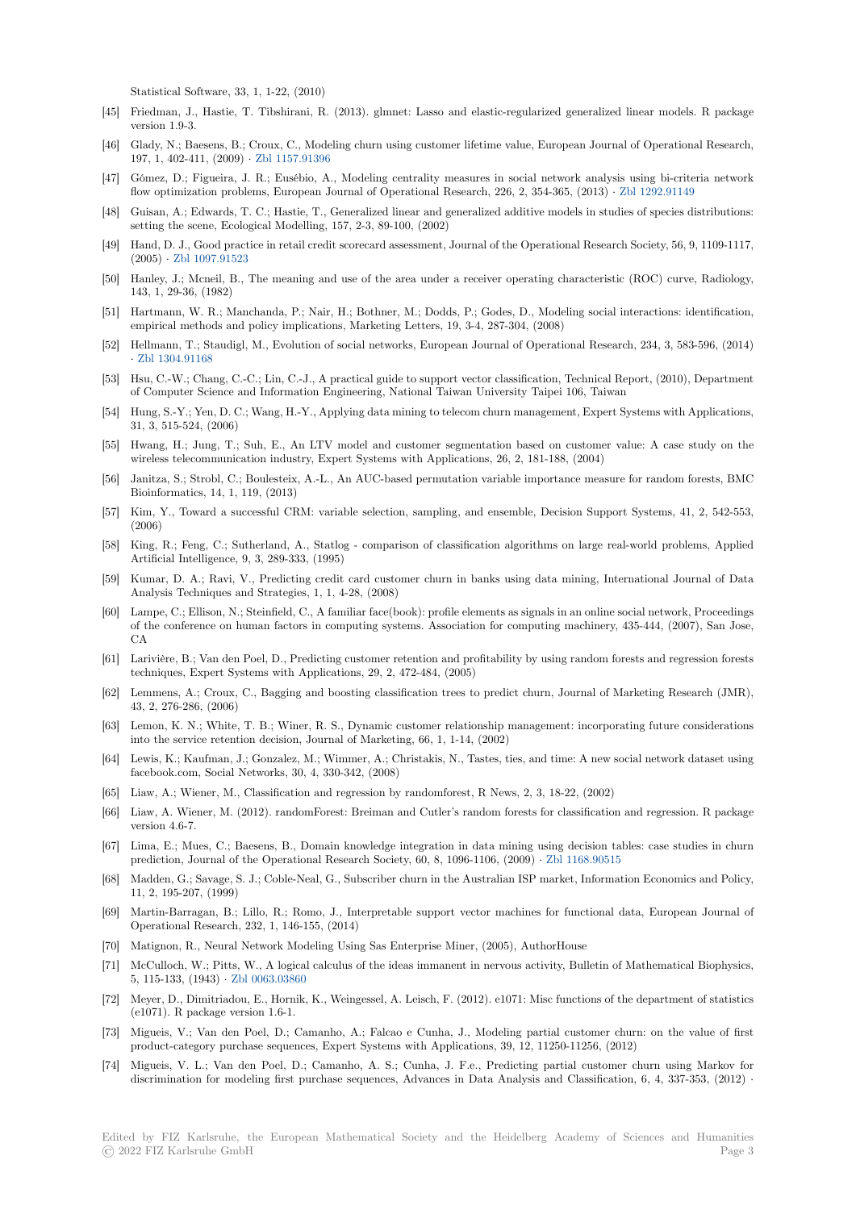Statistical Software, 33, 1, 1-22, (2010)

[45] Friedman, J., Hastie, T. Tibshirani, R. (2013). glmnet: Lasso and elastic-regularized generalized linear models. R package version 1.9-3.

[46] Glady, N.; Baesens, B.; Croux, C., Modeling churn using customer lifetime value, European Journal of Operational Research, 197, 1, 402-411, (2009) · Zbl 1157.91396

[47] Gómez, D.; Figueira, J. R.; Eusébio, A., Modeling centrality measures in social network analysis using bi-criteria network flow optimization problems, European Journal of Operational Research, 226, 2, 354-365, (2013) · Zbl 1292.91149

[48] Guisan, A.; Edwards, T. C.; Hastie, T., Generalized linear and generalized additive models in studies of species distributions: setting the scene, Ecological Modelling, 157, 2-3, 89-100, (2002)

[49] Hand, D. J., Good practice in retail credit scorecard assessment, Journal of the Operational Research Society, 56, 9, 1109-1117, (2005) · Zbl 1097.91523

[50] Hanley, J.; Mcneil, B., The meaning and use of the area under a receiver operating characteristic (ROC) curve, Radiology, 143, 1, 29-36, (1982)

[51] Hartmann, W. R.; Manchanda, P.; Nair, H.; Bothner, M.; Dodds, P.; Godes, D., Modeling social interactions: identification, empirical methods and policy implications, Marketing Letters, 19, 3-4, 287-304, (2008)

[52] Hellmann, T.; Staudigl, M., Evolution of social networks, European Journal of Operational Research, 234, 3, 583-596, (2014) · Zbl 1304.91168

[53] Hsu, C.-W.; Chang, C.-C.; Lin, C.-J., A practical guide to support vector classification, Technical Report, (2010), Department of Computer Science and Information Engineering, National Taiwan University Taipei 106, Taiwan

[54] Hung, S.-Y.; Yen, D. C.; Wang, H.-Y., Applying data mining to telecom churn management, Expert Systems with Applications, 31, 3, 515-524, (2006)

[55] Hwang, H.; Jung, T.; Suh, E., An LTV model and customer segmentation based on customer value: A case study on the wireless telecommunication industry, Expert Systems with Applications, 26, 2, 181-188, (2004)

[56] Janitza, S.; Strobl, C.; Boulesteix, A.-L., An AUC-based permutation variable importance measure for random forests, BMC Bioinformatics, 14, 1, 119, (2013)

[57] Kim, Y., Toward a successful CRM: variable selection, sampling, and ensemble, Decision Support Systems, 41, 2, 542-553, (2006)

[58] King, R.; Feng, C.; Sutherland, A., Statlog - comparison of classification algorithms on large real-world problems, Applied Artificial Intelligence, 9, 3, 289-333, (1995)

[59] Kumar, D. A.; Ravi, V., Predicting credit card customer churn in banks using data mining, International Journal of Data Analysis Techniques and Strategies, 1, 1, 4-28, (2008)

[60] Lampe, C.; Ellison, N.; Steinfield, C., A familiar face(book): profile elements as signals in an online social network, Proceedings of the conference on human factors in computing systems. Association for computing machinery, 435-444, (2007), San Jose, CA

[61] Larivière, B.; Van den Poel, D., Predicting customer retention and profitability by using random forests and regression forests techniques, Expert Systems with Applications, 29, 2, 472-484, (2005)

[62] Lemmens, A.; Croux, C., Bagging and boosting classification trees to predict churn, Journal of Marketing Research (JMR), 43, 2, 276-286, (2006)

[63] Lemon, K. N.; White, T. B.; Winer, R. S., Dynamic customer relationship management: incorporating future considerations into the service retention decision, Journal of Marketing, 66, 1, 1-14, (2002)

[64] Lewis, K.; Kaufman, J.; Gonzalez, M.; Wimmer, A.; Christakis, N., Tastes, ties, and time: A new social network dataset using facebook.com, Social Networks, 30, 4, 330-342, (2008)

[65] Liaw, A.; Wiener, M., Classification and regression by randomforest, R News, 2, 3, 18-22, (2002)

[66] Liaw, A. Wiener, M. (2012). randomForest: Breiman and Cutler's random forests for classification and regression. R package version 4.6-7.

[67] Lima, E.; Mues, C.; Baesens, B., Domain knowledge integration in data mining using decision tables: case studies in churn prediction, Journal of the Operational Research Society, 60, 8, 1096-1106, (2009) · Zbl 1168.90515

[68] Madden, G.; Savage, S. J.; Coble-Neal, G., Subscriber churn in the Australian ISP market, Information Economics and Policy, 11, 2, 195-207, (1999)

[69] Martin-Barragan, B.; Lillo, R.; Romo, J., Interpretable support vector machines for functional data, European Journal of Operational Research, 232, 1, 146-155, (2014)

[70] Matignon, R., Neural Network Modeling Using Sas Enterprise Miner, (2005), AuthorHouse

[71] McCulloch, W.; Pitts, W., A logical calculus of the ideas immanent in nervous activity, Bulletin of Mathematical Biophysics, 5, 115-133, (1943) · Zbl 0063.03860

[72] Meyer, D., Dimitriadou, E., Hornik, K., Weingessel, A. Leisch, F. (2012). e1071: Misc functions of the department of statistics (e1071). R package version 1.6-1.

[73] Migueis, V.; Van den Poel, D.; Camanho, A.; Falcao e Cunha, J., Modeling partial customer churn: on the value of first product-category purchase sequences, Expert Systems with Applications, 39, 12, 11250-11256, (2012)

[74] Migueis, V. L.; Van den Poel, D.; Camanho, A. S.; Cunha, J. F.e., Predicting partial customer churn using Markov for discrimination for modeling first purchase sequences, Advances in Data Analysis and Classification, 6, 4, 337-353, (2012) ·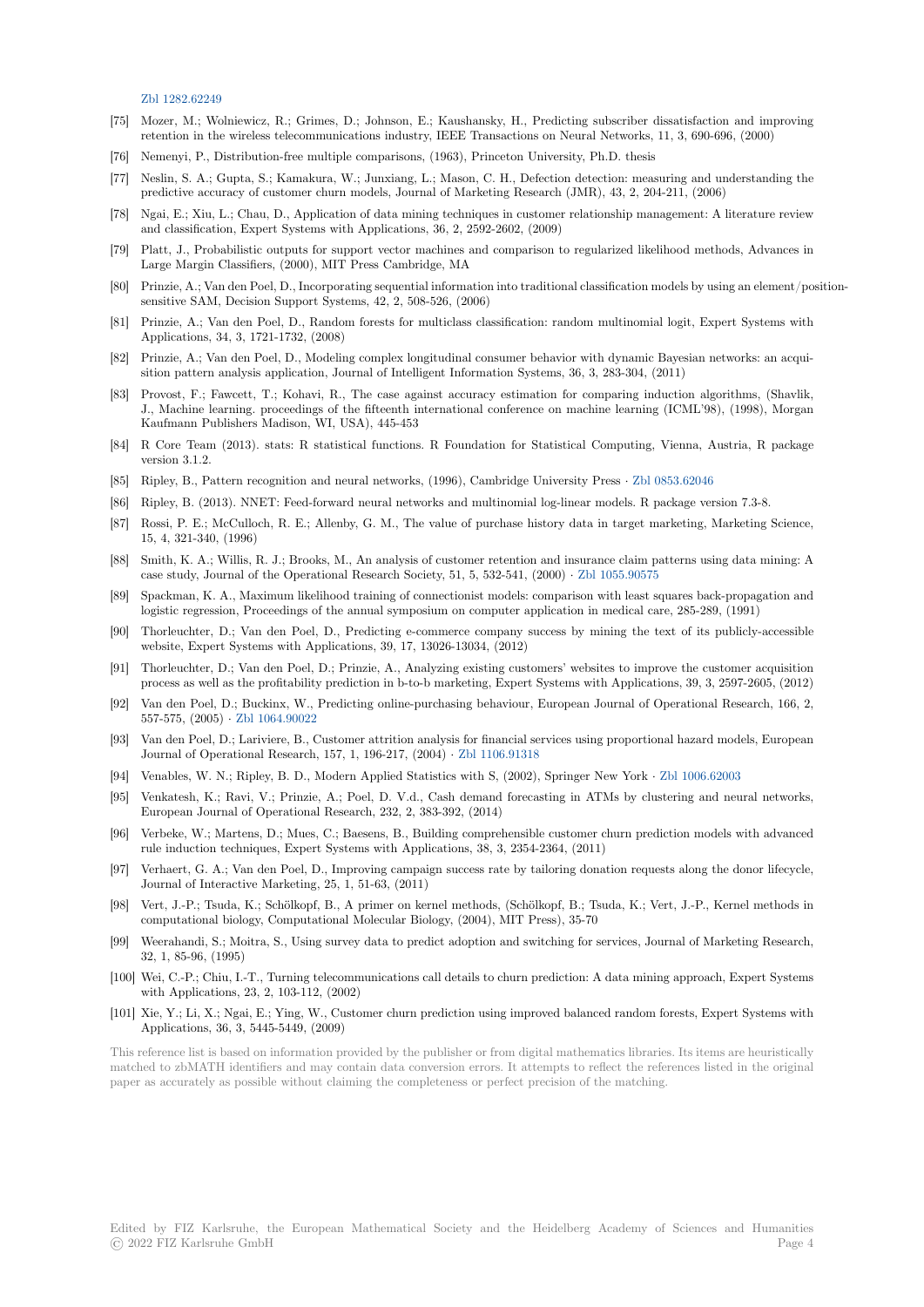Zbl 1282.62249

[75] Mozer, M.; Wolniewicz, R.; Grimes, D.; Johnson, E.; Kaushansky, H., Predicting subscriber dissatisfaction and improving retention in the wireless telecommunications industry, IEEE Transactions on Neural Networks, 11, 3, 690-696, (2000)

[76] Nemenyi, P., Distribution-free multiple comparisons, (1963), Princeton University, Ph.D. thesis

[77] Neslin, S. A.; Gupta, S.; Kamakura, W.; Junxiang, L.; Mason, C. H., Defection detection: measuring and understanding the predictive accuracy of customer churn models, Journal of Marketing Research (JMR), 43, 2, 204-211, (2006)

[78] Ngai, E.; Xiu, L.; Chau, D., Application of data mining techniques in customer relationship management: A literature review and classification, Expert Systems with Applications, 36, 2, 2592-2602, (2009)

[79] Platt, J., Probabilistic outputs for support vector machines and comparison to regularized likelihood methods, Advances in Large Margin Classifiers, (2000), MIT Press Cambridge, MA

[80] Prinzie, A.; Van den Poel, D., Incorporating sequential information into traditional classification models by using an element/position-sensitive SAM, Decision Support Systems, 42, 2, 508-526, (2006)

[81] Prinzie, A.; Van den Poel, D., Random forests for multiclass classification: random multinomial logit, Expert Systems with Applications, 34, 3, 1721-1732, (2008)

[82] Prinzie, A.; Van den Poel, D., Modeling complex longitudinal consumer behavior with dynamic Bayesian networks: an acquisition pattern analysis application, Journal of Intelligent Information Systems, 36, 3, 283-304, (2011)

[83] Provost, F.; Fawcett, T.; Kohavi, R., The case against accuracy estimation for comparing induction algorithms, (Shavlik, J., Machine learning. proceedings of the fifteenth international conference on machine learning (ICML'98), (1998), Morgan Kaufmann Publishers Madison, WI, USA), 445-453

[84] R Core Team (2013). stats: R statistical functions. R Foundation for Statistical Computing, Vienna, Austria, R package version 3.1.2.

[85] Ripley, B., Pattern recognition and neural networks, (1996), Cambridge University Press · Zbl 0853.62046

[86] Ripley, B. (2013). NNET: Feed-forward neural networks and multinomial log-linear models. R package version 7.3-8.

[87] Rossi, P. E.; McCulloch, R. E.; Allenby, G. M., The value of purchase history data in target marketing, Marketing Science, 15, 4, 321-340, (1996)

[88] Smith, K. A.; Willis, R. J.; Brooks, M., An analysis of customer retention and insurance claim patterns using data mining: A case study, Journal of the Operational Research Society, 51, 5, 532-541, (2000) · Zbl 1055.90575

[89] Spackman, K. A., Maximum likelihood training of connectionist models: comparison with least squares back-propagation and logistic regression, Proceedings of the annual symposium on computer application in medical care, 285-289, (1991)

[90] Thorleuchter, D.; Van den Poel, D., Predicting e-commerce company success by mining the text of its publicly-accessible website, Expert Systems with Applications, 39, 17, 13026-13034, (2012)

[91] Thorleuchter, D.; Van den Poel, D.; Prinzie, A., Analyzing existing customers' websites to improve the customer acquisition process as well as the profitability prediction in b-to-b marketing, Expert Systems with Applications, 39, 3, 2597-2605, (2012)

[92] Van den Poel, D.; Buckinx, W., Predicting online-purchasing behaviour, European Journal of Operational Research, 166, 2, 557-575, (2005) · Zbl 1064.90022

[93] Van den Poel, D.; Lariviere, B., Customer attrition analysis for financial services using proportional hazard models, European Journal of Operational Research, 157, 1, 196-217, (2004) · Zbl 1106.91318

[94] Venables, W. N.; Ripley, B. D., Modern Applied Statistics with S, (2002), Springer New York · Zbl 1006.62003

[95] Venkatesh, K.; Ravi, V.; Prinzie, A.; Poel, D. V.d., Cash demand forecasting in ATMs by clustering and neural networks, European Journal of Operational Research, 232, 2, 383-392, (2014)

[96] Verbeke, W.; Martens, D.; Mues, C.; Baesens, B., Building comprehensible customer churn prediction models with advanced rule induction techniques, Expert Systems with Applications, 38, 3, 2354-2364, (2011)

[97] Verhaert, G. A.; Van den Poel, D., Improving campaign success rate by tailoring donation requests along the donor lifecycle, Journal of Interactive Marketing, 25, 1, 51-63, (2011)

[98] Vert, J.-P.; Tsuda, K.; Schölkopf, B., A primer on kernel methods, (Schölkopf, B.; Tsuda, K.; Vert, J.-P., Kernel methods in computational biology, Computational Molecular Biology, (2004), MIT Press), 35-70

[99] Weerahandi, S.; Moitra, S., Using survey data to predict adoption and switching for services, Journal of Marketing Research, 32, 1, 85-96, (1995)

[100] Wei, C.-P.; Chiu, I.-T., Turning telecommunications call details to churn prediction: A data mining approach, Expert Systems with Applications, 23, 2, 103-112, (2002)

[101] Xie, Y.; Li, X.; Ngai, E.; Ying, W., Customer churn prediction using improved balanced random forests, Expert Systems with Applications, 36, 3, 5445-5449, (2009)

This reference list is based on information provided by the publisher or from digital mathematics libraries. Its items are heuristically matched to zbMATH identifiers and may contain data conversion errors. It attempts to reflect the references listed in the original paper as accurately as possible without claiming the completeness or perfect precision of the matching.